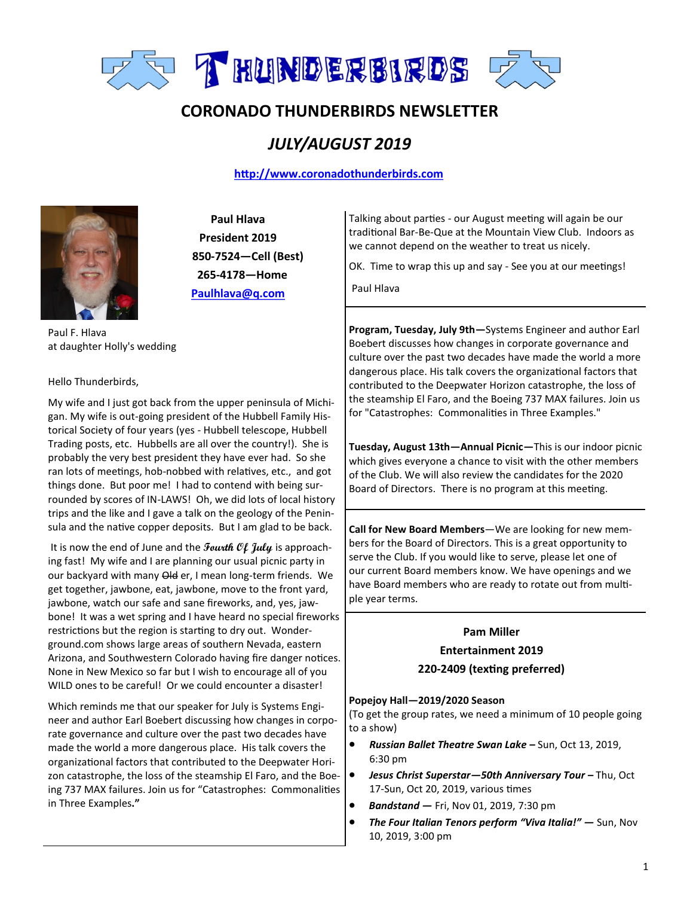# THUNDERBIRDS

## CORONADO THUNDERBIRDS NEWSLETTER

## *JULY/AUGUST 2019*

[http://www.coronadothunderbirds.com](http://www.coronadothunderbirds.com)

**Paul Hlava**
**President 2019**
**850-7524—Cell (Best)**
**265-4178—Home**
**[Paulhlava@q.com](mailto:Paulhlava@q.com)**

Paul F. Hlava
at daughter Holly's wedding

Hello Thunderbirds,

My wife and I just got back from the upper peninsula of Michigan. My wife is out-going president of the Hubbell Family Historical Society of four years (yes - Hubbell telescope, Hubbell Trading posts, etc. Hubbells are all over the country!). She is probably the very best president they have ever had. So she ran lots of meetings, hob-nobbed with relatives, etc., and got things done. But poor me! I had to contend with being surrounded by scores of IN-LAWS! Oh, we did lots of local history trips and the like and I gave a talk on the geology of the Peninsula and the native copper deposits. But I am glad to be back.

It is now the end of June and the *Fourth Of July* is approaching fast! My wife and I are planning our usual picnic party in our backyard with many ~~Old~~ er, I mean long-term friends. We get together, jawbone, eat, jawbone, move to the front yard, jawbone, watch our safe and sane fireworks, and, yes, jawbone! It was a wet spring and I have heard no special fireworks restrictions but the region is starting to dry out. Wonderground.com shows large areas of southern Nevada, eastern Arizona, and Southwestern Colorado having fire danger notices. None in New Mexico so far but I wish to encourage all of you WILD ones to be careful! Or we could encounter a disaster!

Which reminds me that our speaker for July is Systems Engineer and author Earl Boebert discussing how changes in corporate governance and culture over the past two decades have made the world a more dangerous place. His talk covers the organizational factors that contributed to the Deepwater Horizon catastrophe, the loss of the steamship El Faro, and the Boeing 737 MAX failures. Join us for "Catastrophes: Commonalities in Three Examples**."**

Talking about parties - our August meeting will again be our traditional Bar-Be-Que at the Mountain View Club. Indoors as we cannot depend on the weather to treat us nicely.

OK. Time to wrap this up and say - See you at our meetings!

Paul Hlava

---

**Program, Tuesday, July 9th—**Systems Engineer and author Earl Boebert discusses how changes in corporate governance and culture over the past two decades have made the world a more dangerous place. His talk covers the organizational factors that contributed to the Deepwater Horizon catastrophe, the loss of the steamship El Faro, and the Boeing 737 MAX failures. Join us for "Catastrophes: Commonalities in Three Examples."

**Tuesday, August 13th—Annual Picnic—**This is our indoor picnic which gives everyone a chance to visit with the other members of the Club. We will also review the candidates for the 2020 Board of Directors. There is no program at this meeting.

---

**Call for New Board Members**—We are looking for new members for the Board of Directors. This is a great opportunity to serve the Club. If you would like to serve, please let one of our current Board members know. We have openings and we have Board members who are ready to rotate out from multiple year terms.

---

**Pam Miller**
**Entertainment 2019**
**220-2409 (texting preferred)**

**Popejoy Hall—2019/2020 Season**
(To get the group rates, we need a minimum of 10 people going to a show)

- ***Russian Ballet Theatre Swan Lake* –** Sun, Oct 13, 2019, 6:30 pm
- ***Jesus Christ Superstar—50th Anniversary Tour* –** Thu, Oct 17-Sun, Oct 20, 2019, various times
- ***Bandstand* —** Fri, Nov 01, 2019, 7:30 pm
- ***The Four Italian Tenors perform "Viva Italia!"* —** Sun, Nov 10, 2019, 3:00 pm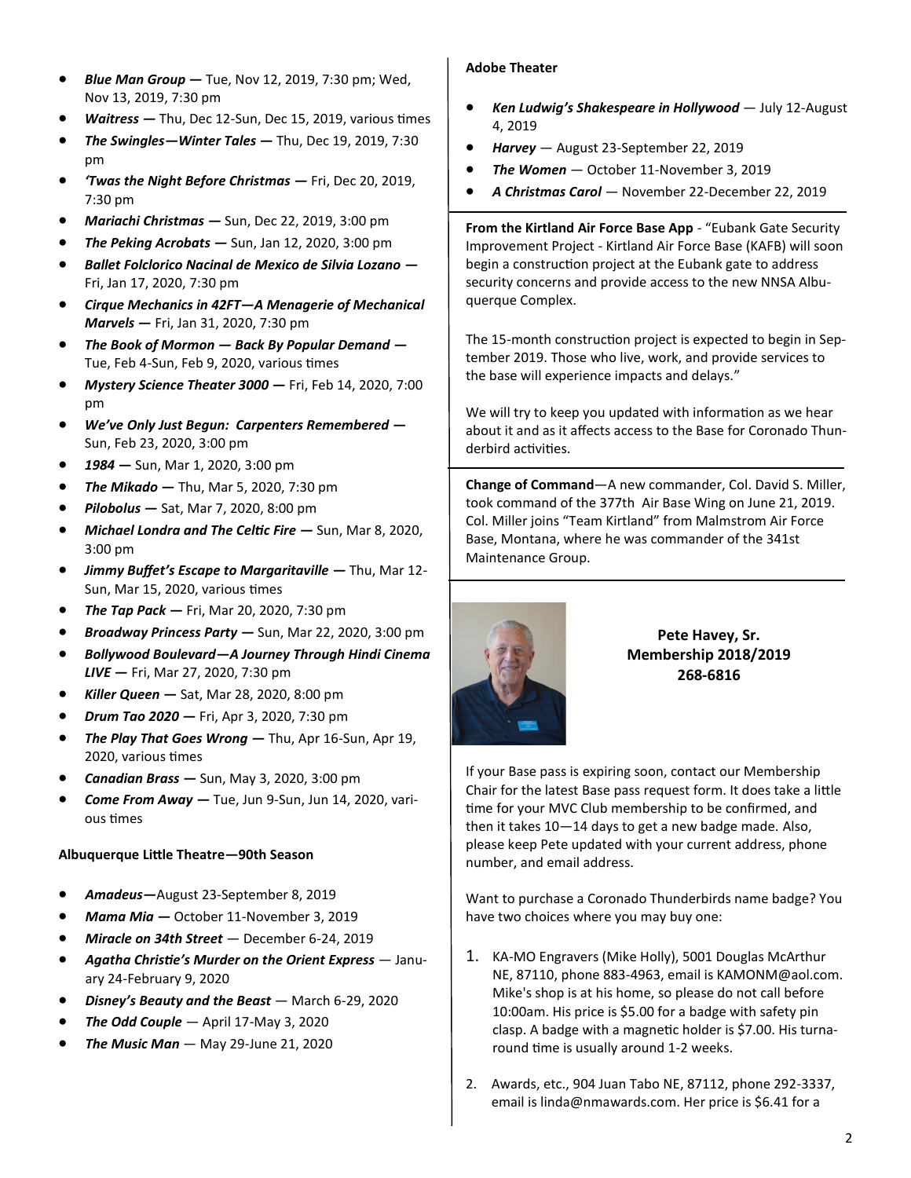- ***Blue Man Group —*** Tue, Nov 12, 2019, 7:30 pm; Wed, Nov 13, 2019, 7:30 pm
- ***Waitress —*** Thu, Dec 12-Sun, Dec 15, 2019, various times
- ***The Swingles—Winter Tales —*** Thu, Dec 19, 2019, 7:30 pm
- ***'Twas the Night Before Christmas —*** Fri, Dec 20, 2019, 7:30 pm
- ***Mariachi Christmas —*** Sun, Dec 22, 2019, 3:00 pm
- ***The Peking Acrobats —*** Sun, Jan 12, 2020, 3:00 pm
- ***Ballet Folclorico Nacinal de Mexico de Silvia Lozano —*** Fri, Jan 17, 2020, 7:30 pm
- ***Cirque Mechanics in 42FT—A Menagerie of Mechanical Marvels —*** Fri, Jan 31, 2020, 7:30 pm
- ***The Book of Mormon — Back By Popular Demand —*** Tue, Feb 4-Sun, Feb 9, 2020, various times
- ***Mystery Science Theater 3000 —*** Fri, Feb 14, 2020, 7:00 pm
- ***We've Only Just Begun: Carpenters Remembered —*** Sun, Feb 23, 2020, 3:00 pm
- ***1984 —*** Sun, Mar 1, 2020, 3:00 pm
- ***The Mikado —*** Thu, Mar 5, 2020, 7:30 pm
- ***Pilobolus —*** Sat, Mar 7, 2020, 8:00 pm
- ***Michael Londra and The Celtic Fire —*** Sun, Mar 8, 2020, 3:00 pm
- ***Jimmy Buffet's Escape to Margaritaville —*** Thu, Mar 12-Sun, Mar 15, 2020, various times
- ***The Tap Pack —*** Fri, Mar 20, 2020, 7:30 pm
- ***Broadway Princess Party —*** Sun, Mar 22, 2020, 3:00 pm
- ***Bollywood Boulevard—A Journey Through Hindi Cinema LIVE —*** Fri, Mar 27, 2020, 7:30 pm
- ***Killer Queen —*** Sat, Mar 28, 2020, 8:00 pm
- ***Drum Tao 2020 —*** Fri, Apr 3, 2020, 7:30 pm
- ***The Play That Goes Wrong —*** Thu, Apr 16-Sun, Apr 19, 2020, various times
- ***Canadian Brass —*** Sun, May 3, 2020, 3:00 pm
- ***Come From Away —*** Tue, Jun 9-Sun, Jun 14, 2020, various times

**Albuquerque Little Theatre—90th Season**

- ***Amadeus***—August 23-September 8, 2019
- ***Mama Mia —*** October 11-November 3, 2019
- ***Miracle on 34th Street*** — December 6-24, 2019
- ***Agatha Christie's Murder on the Orient Express*** — January 24-February 9, 2020
- ***Disney's Beauty and the Beast*** — March 6-29, 2020
- ***The Odd Couple*** — April 17-May 3, 2020
- ***The Music Man*** — May 29-June 21, 2020

**Adobe Theater**

- ***Ken Ludwig's Shakespeare in Hollywood*** — July 12-August 4, 2019
- ***Harvey*** — August 23-September 22, 2019
- ***The Women*** — October 11-November 3, 2019
- ***A Christmas Carol*** — November 22-December 22, 2019

**From the Kirtland Air Force Base App** - "Eubank Gate Security Improvement Project - Kirtland Air Force Base (KAFB) will soon begin a construction project at the Eubank gate to address security concerns and provide access to the new NNSA Albuquerque Complex.

The 15-month construction project is expected to begin in September 2019. Those who live, work, and provide services to the base will experience impacts and delays."

We will try to keep you updated with information as we hear about it and as it affects access to the Base for Coronado Thunderbird activities.

**Change of Command**—A new commander, Col. David S. Miller, took command of the 377th Air Base Wing on June 21, 2019. Col. Miller joins "Team Kirtland" from Malmstrom Air Force Base, Montana, where he was commander of the 341st Maintenance Group.

**Pete Havey, Sr.**
**Membership 2018/2019**
**268-6816**

If your Base pass is expiring soon, contact our Membership Chair for the latest Base pass request form. It does take a little time for your MVC Club membership to be confirmed, and then it takes 10—14 days to get a new badge made. Also, please keep Pete updated with your current address, phone number, and email address.

Want to purchase a Coronado Thunderbirds name badge? You have two choices where you may buy one:

1. KA-MO Engravers (Mike Holly), 5001 Douglas McArthur NE, 87110, phone 883-4963, email is KAMONM@aol.com. Mike's shop is at his home, so please do not call before 10:00am. His price is $5.00 for a badge with safety pin clasp. A badge with a magnetic holder is $7.00. His turnaround time is usually around 1-2 weeks.
2. Awards, etc., 904 Juan Tabo NE, 87112, phone 292-3337, email is linda@nmawards.com. Her price is $6.41 for a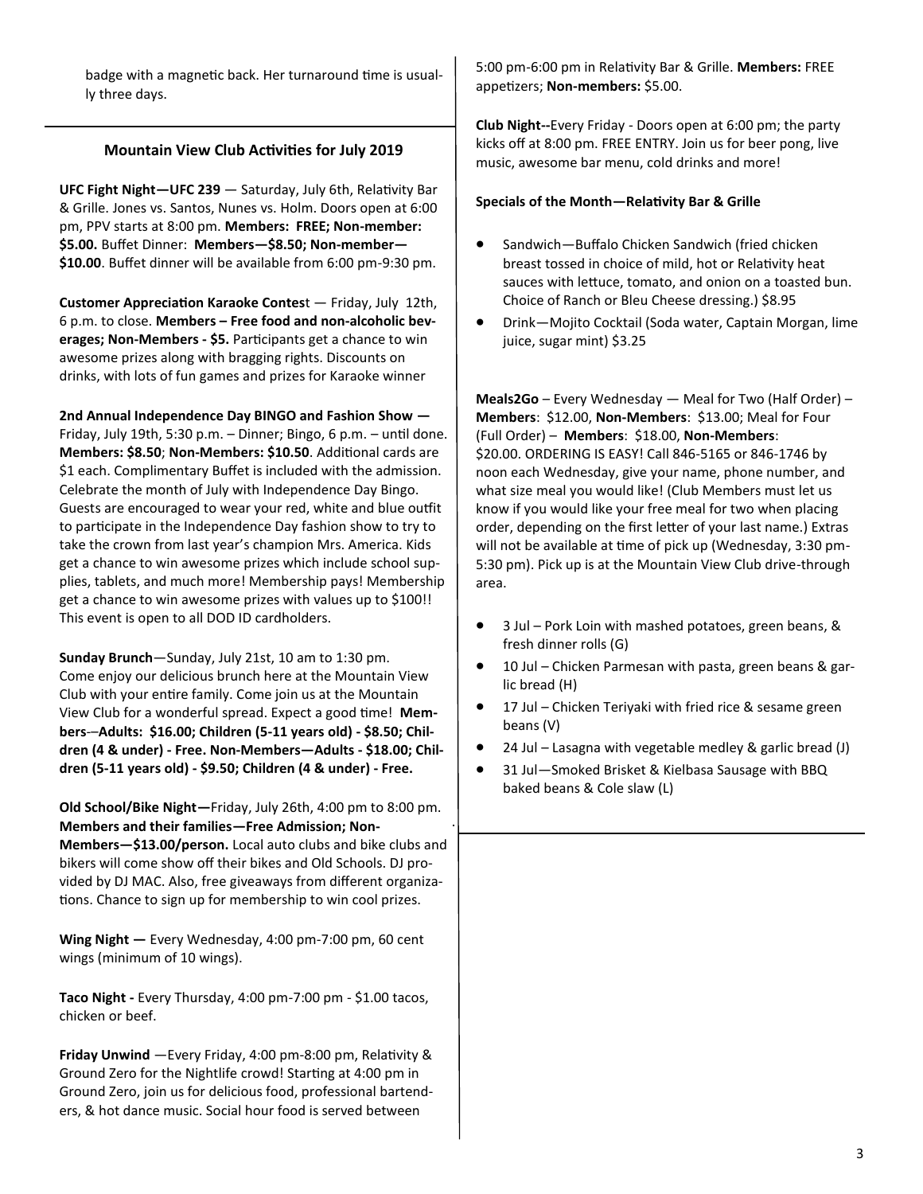badge with a magnetic back. Her turnaround time is usually three days.

### Mountain View Club Activities for July 2019

**UFC Fight Night—UFC 239** — Saturday, July 6th, Relativity Bar & Grille. Jones vs. Santos, Nunes vs. Holm. Doors open at 6:00 pm, PPV starts at 8:00 pm. **Members: FREE; Non-member: $5.00.** Buffet Dinner: **Members—$8.50; Non-member—$10.00**. Buffet dinner will be available from 6:00 pm-9:30 pm.

**Customer Appreciation Karaoke Contest** — Friday, July 12th, 6 p.m. to close. **Members – Free food and non-alcoholic beverages; Non-Members - $5.** Participants get a chance to win awesome prizes along with bragging rights. Discounts on drinks, with lots of fun games and prizes for Karaoke winner

**2nd Annual Independence Day BINGO and Fashion Show —** Friday, July 19th, 5:30 p.m. – Dinner; Bingo, 6 p.m. – until done. **Members: $8.50**; **Non-Members: $10.50**. Additional cards are $1 each. Complimentary Buffet is included with the admission. Celebrate the month of July with Independence Day Bingo. Guests are encouraged to wear your red, white and blue outfit to participate in the Independence Day fashion show to try to take the crown from last year's champion Mrs. America. Kids get a chance to win awesome prizes which include school supplies, tablets, and much more! Membership pays! Membership get a chance to win awesome prizes with values up to $100!! This event is open to all DOD ID cardholders.

**Sunday Brunch**—Sunday, July 21st, 10 am to 1:30 pm. Come enjoy our delicious brunch here at the Mountain View Club with your entire family. Come join us at the Mountain View Club for a wonderful spread. Expect a good time! **Members—Adults: $16.00; Children (5-11 years old) - $8.50; Children (4 & under) - Free. Non-Members—Adults - $18.00; Children (5-11 years old) - $9.50; Children (4 & under) - Free.**

**Old School/Bike Night—**Friday, July 26th, 4:00 pm to 8:00 pm. **Members and their families—Free Admission; Non-Members—$13.00/person.** Local auto clubs and bike clubs and bikers will come show off their bikes and Old Schools. DJ provided by DJ MAC. Also, free giveaways from different organizations. Chance to sign up for membership to win cool prizes.

**Wing Night —** Every Wednesday, 4:00 pm-7:00 pm, 60 cent wings (minimum of 10 wings).

**Taco Night -** Every Thursday, 4:00 pm-7:00 pm - $1.00 tacos, chicken or beef.

**Friday Unwind** —Every Friday, 4:00 pm-8:00 pm, Relativity & Ground Zero for the Nightlife crowd! Starting at 4:00 pm in Ground Zero, join us for delicious food, professional bartenders, & hot dance music. Social hour food is served between 5:00 pm-6:00 pm in Relativity Bar & Grille. **Members:** FREE appetizers; **Non-members:** $5.00.

**Club Night--**Every Friday - Doors open at 6:00 pm; the party kicks off at 8:00 pm. FREE ENTRY. Join us for beer pong, live music, awesome bar menu, cold drinks and more!

**Specials of the Month—Relativity Bar & Grille**

- Sandwich—Buffalo Chicken Sandwich (fried chicken breast tossed in choice of mild, hot or Relativity heat sauces with lettuce, tomato, and onion on a toasted bun. Choice of Ranch or Bleu Cheese dressing.) $8.95
- Drink—Mojito Cocktail (Soda water, Captain Morgan, lime juice, sugar mint) $3.25

**Meals2Go** – Every Wednesday — Meal for Two (Half Order) – **Members**: $12.00, **Non-Members**: $13.00; Meal for Four (Full Order) – **Members**: $18.00, **Non-Members**: $20.00. ORDERING IS EASY! Call 846-5165 or 846-1746 by noon each Wednesday, give your name, phone number, and what size meal you would like! (Club Members must let us know if you would like your free meal for two when placing order, depending on the first letter of your last name.) Extras will not be available at time of pick up (Wednesday, 3:30 pm-5:30 pm). Pick up is at the Mountain View Club drive-through area.

- 3 Jul – Pork Loin with mashed potatoes, green beans, & fresh dinner rolls (G)
- 10 Jul – Chicken Parmesan with pasta, green beans & garlic bread (H)
- 17 Jul – Chicken Teriyaki with fried rice & sesame green beans (V)
- 24 Jul – Lasagna with vegetable medley & garlic bread (J)
- 31 Jul—Smoked Brisket & Kielbasa Sausage with BBQ baked beans & Cole slaw (L)